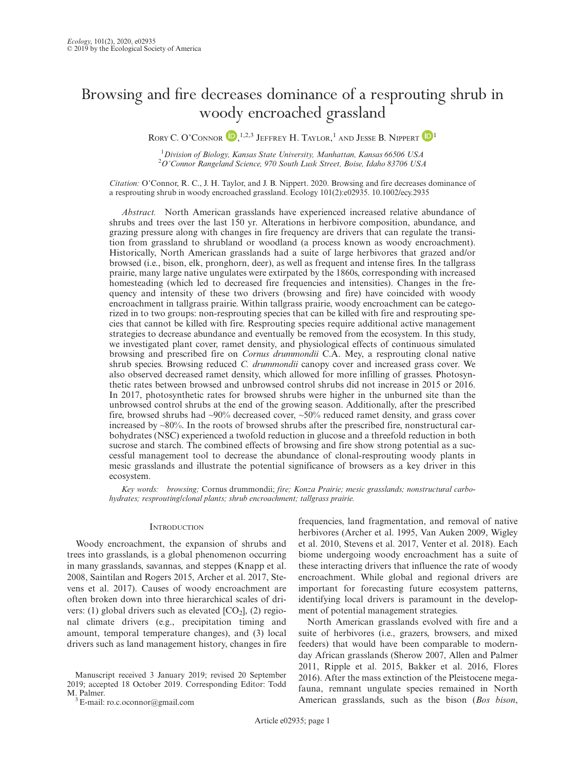# Browsing and fire decreases dominance of a resprouting shrub in woody encroached grassland

Rory C. O'Connor,[1,2,3] Jeffrey H. Taylor,[1] and Jesse B. Nippert[1]

[1]*Division of Biology, Kansas State University, Manhattan, Kansas 66506 USA*
[2]*O'Connor Rangeland Science, 970 South Lusk Street, Boise, Idaho 83706 USA*

*Citation:* O'Connor, R. C., J. H. Taylor, and J. B. Nippert. 2020. Browsing and fire decreases dominance of a resprouting shrub in woody encroached grassland. Ecology 101(2):e02935. 10.1002/ecy.2935

*Abstract.* North American grasslands have experienced increased relative abundance of shrubs and trees over the last 150 yr. Alterations in herbivore composition, abundance, and grazing pressure along with changes in fire frequency are drivers that can regulate the transition from grassland to shrubland or woodland (a process known as woody encroachment). Historically, North American grasslands had a suite of large herbivores that grazed and/or browsed (i.e., bison, elk, pronghorn, deer), as well as frequent and intense fires. In the tallgrass prairie, many large native ungulates were extirpated by the 1860s, corresponding with increased homesteading (which led to decreased fire frequencies and intensities). Changes in the frequency and intensity of these two drivers (browsing and fire) have coincided with woody encroachment in tallgrass prairie. Within tallgrass prairie, woody encroachment can be categorized in to two groups: non-resprouting species that can be killed with fire and resprouting species that cannot be killed with fire. Resprouting species require additional active management strategies to decrease abundance and eventually be removed from the ecosystem. In this study, we investigated plant cover, ramet density, and physiological effects of continuous simulated browsing and prescribed fire on *Cornus drummondii* C.A. Mey, a resprouting clonal native shrub species. Browsing reduced *C. drummondii* canopy cover and increased grass cover. We also observed decreased ramet density, which allowed for more infilling of grasses. Photosynthetic rates between browsed and unbrowsed control shrubs did not increase in 2015 or 2016. In 2017, photosynthetic rates for browsed shrubs were higher in the unburned site than the unbrowsed control shrubs at the end of the growing season. Additionally, after the prescribed fire, browsed shrubs had ~90% decreased cover, ~50% reduced ramet density, and grass cover increased by ~80%. In the roots of browsed shrubs after the prescribed fire, nonstructural carbohydrates (NSC) experienced a twofold reduction in glucose and a threefold reduction in both sucrose and starch. The combined effects of browsing and fire show strong potential as a successful management tool to decrease the abundance of clonal-resprouting woody plants in mesic grasslands and illustrate the potential significance of browsers as a key driver in this ecosystem.

*Key words:* browsing; Cornus drummondii; *fire; Konza Prairie; mesic grasslands; nonstructural carbohydrates; resprouting/clonal plants; shrub encroachment; tallgrass prairie.*

## Introduction

Woody encroachment, the expansion of shrubs and trees into grasslands, is a global phenomenon occurring in many grasslands, savannas, and steppes (Knapp et al. 2008, Saintilan and Rogers 2015, Archer et al. 2017, Stevens et al. 2017). Causes of woody encroachment are often broken down into three hierarchical scales of drivers: (1) global drivers such as elevated [$CO_2$], (2) regional climate drivers (e.g., precipitation timing and amount, temporal temperature changes), and (3) local drivers such as land management history, changes in fire frequencies, land fragmentation, and removal of native herbivores (Archer et al. 1995, Van Auken 2009, Wigley et al. 2010, Stevens et al. 2017, Venter et al. 2018). Each biome undergoing woody encroachment has a suite of these interacting drivers that influence the rate of woody encroachment. While global and regional drivers are important for forecasting future ecosystem patterns, identifying local drivers is paramount in the development of potential management strategies.

North American grasslands evolved with fire and a suite of herbivores (i.e., grazers, browsers, and mixed feeders) that would have been comparable to modern-day African grasslands (Sherow 2007, Allen and Palmer 2011, Ripple et al. 2015, Bakker et al. 2016, Flores 2016). After the mass extinction of the Pleistocene megafauna, remnant ungulate species remained in North American grasslands, such as the bison (*Bos bison*,

Manuscript received 3 January 2019; revised 20 September 2019; accepted 18 October 2019. Corresponding Editor: Todd M. Palmer.

[3] E-mail: ro.c.oconnor@gmail.com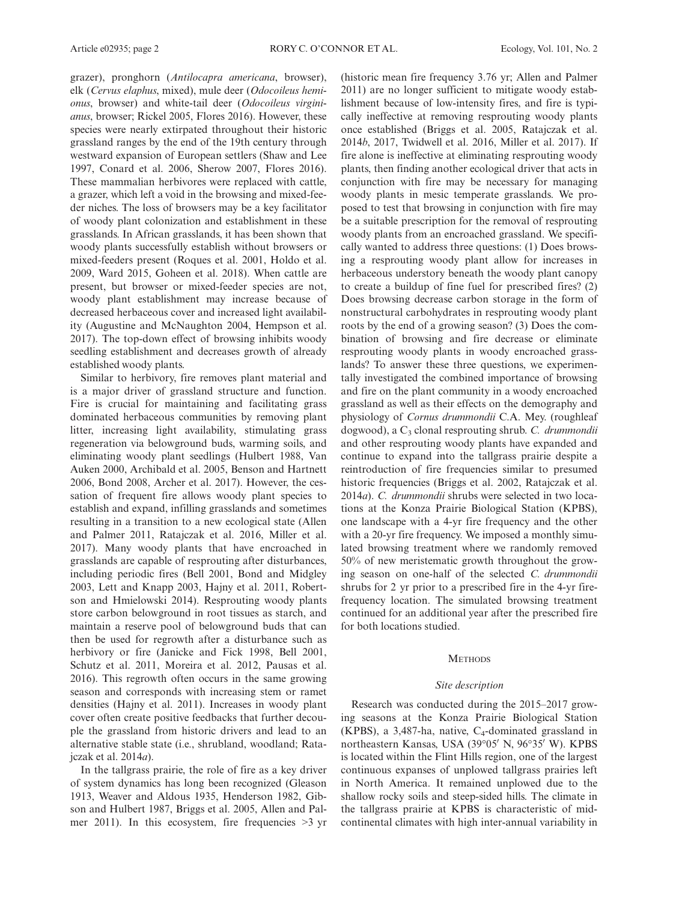grazer), pronghorn (*Antilocapra americana*, browser), elk (*Cervus elaphus*, mixed), mule deer (*Odocoileus hemionus*, browser) and white-tail deer (*Odocoileus virginianus*, browser; Rickel 2005, Flores 2016). However, these species were nearly extirpated throughout their historic grassland ranges by the end of the 19th century through westward expansion of European settlers (Shaw and Lee 1997, Conard et al. 2006, Sherow 2007, Flores 2016). These mammalian herbivores were replaced with cattle, a grazer, which left a void in the browsing and mixed-feeder niches. The loss of browsers may be a key facilitator of woody plant colonization and establishment in these grasslands. In African grasslands, it has been shown that woody plants successfully establish without browsers or mixed-feeders present (Roques et al. 2001, Holdo et al. 2009, Ward 2015, Goheen et al. 2018). When cattle are present, but browser or mixed-feeder species are not, woody plant establishment may increase because of decreased herbaceous cover and increased light availability (Augustine and McNaughton 2004, Hempson et al. 2017). The top-down effect of browsing inhibits woody seedling establishment and decreases growth of already established woody plants.

Similar to herbivory, fire removes plant material and is a major driver of grassland structure and function. Fire is crucial for maintaining and facilitating grass dominated herbaceous communities by removing plant litter, increasing light availability, stimulating grass regeneration via belowground buds, warming soils, and eliminating woody plant seedlings (Hulbert 1988, Van Auken 2000, Archibald et al. 2005, Benson and Hartnett 2006, Bond 2008, Archer et al. 2017). However, the cessation of frequent fire allows woody plant species to establish and expand, infilling grasslands and sometimes resulting in a transition to a new ecological state (Allen and Palmer 2011, Ratajczak et al. 2016, Miller et al. 2017). Many woody plants that have encroached in grasslands are capable of resprouting after disturbances, including periodic fires (Bell 2001, Bond and Midgley 2003, Lett and Knapp 2003, Hajny et al. 2011, Robertson and Hmielowski 2014). Resprouting woody plants store carbon belowground in root tissues as starch, and maintain a reserve pool of belowground buds that can then be used for regrowth after a disturbance such as herbivory or fire (Janicke and Fick 1998, Bell 2001, Schutz et al. 2011, Moreira et al. 2012, Pausas et al. 2016). This regrowth often occurs in the same growing season and corresponds with increasing stem or ramet densities (Hajny et al. 2011). Increases in woody plant cover often create positive feedbacks that further decouple the grassland from historic drivers and lead to an alternative stable state (i.e., shrubland, woodland; Ratajczak et al. 2014*a*).

In the tallgrass prairie, the role of fire as a key driver of system dynamics has long been recognized (Gleason 1913, Weaver and Aldous 1935, Henderson 1982, Gibson and Hulbert 1987, Briggs et al. 2005, Allen and Palmer 2011). In this ecosystem, fire frequencies >3 yr (historic mean fire frequency 3.76 yr; Allen and Palmer 2011) are no longer sufficient to mitigate woody establishment because of low-intensity fires, and fire is typically ineffective at removing resprouting woody plants once established (Briggs et al. 2005, Ratajczak et al. 2014*b*, 2017, Twidwell et al. 2016, Miller et al. 2017). If fire alone is ineffective at eliminating resprouting woody plants, then finding another ecological driver that acts in conjunction with fire may be necessary for managing woody plants in mesic temperate grasslands. We proposed to test that browsing in conjunction with fire may be a suitable prescription for the removal of resprouting woody plants from an encroached grassland. We specifically wanted to address three questions: (1) Does browsing a resprouting woody plant allow for increases in herbaceous understory beneath the woody plant canopy to create a buildup of fine fuel for prescribed fires? (2) Does browsing decrease carbon storage in the form of nonstructural carbohydrates in resprouting woody plant roots by the end of a growing season? (3) Does the combination of browsing and fire decrease or eliminate resprouting woody plants in woody encroached grasslands? To answer these three questions, we experimentally investigated the combined importance of browsing and fire on the plant community in a woody encroached grassland as well as their effects on the demography and physiology of *Cornus drummondii* C.A. Mey. (roughleaf dogwood), a $C_3$ clonal resprouting shrub. *C. drummondii* and other resprouting woody plants have expanded and continue to expand into the tallgrass prairie despite a reintroduction of fire frequencies similar to presumed historic frequencies (Briggs et al. 2002, Ratajczak et al. 2014*a*). *C. drummondii* shrubs were selected in two locations at the Konza Prairie Biological Station (KPBS), one landscape with a 4-yr fire frequency and the other with a 20-yr fire frequency. We imposed a monthly simulated browsing treatment where we randomly removed 50% of new meristematic growth throughout the growing season on one-half of the selected *C. drummondii* shrubs for 2 yr prior to a prescribed fire in the 4-yr fire-frequency location. The simulated browsing treatment continued for an additional year after the prescribed fire for both locations studied.

## Methods

### Site description

Research was conducted during the 2015–2017 growing seasons at the Konza Prairie Biological Station (KPBS), a 3,487-ha, native, $C_4$-dominated grassland in northeastern Kansas, USA (39°05′ N, 96°35′ W). KPBS is located within the Flint Hills region, one of the largest continuous expanses of unplowed tallgrass prairies left in North America. It remained unplowed due to the shallow rocky soils and steep-sided hills. The climate in the tallgrass prairie at KPBS is characteristic of mid-continental climates with high inter-annual variability in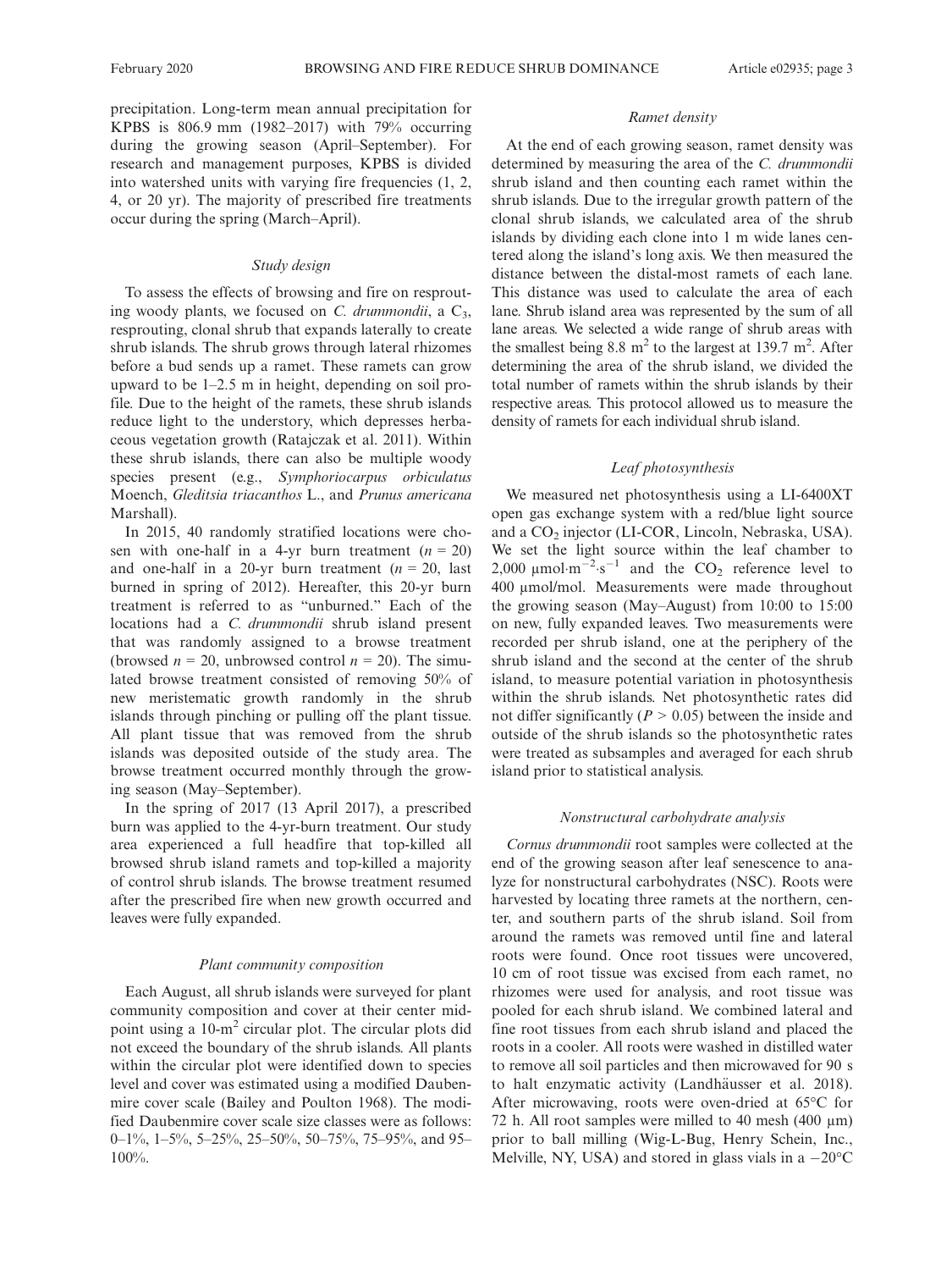precipitation. Long-term mean annual precipitation for KPBS is 806.9 mm (1982–2017) with 79% occurring during the growing season (April–September). For research and management purposes, KPBS is divided into watershed units with varying fire frequencies (1, 2, 4, or 20 yr). The majority of prescribed fire treatments occur during the spring (March–April).

### *Study design*

To assess the effects of browsing and fire on resprouting woody plants, we focused on *C. drummondii*, a $C_3$, resprouting, clonal shrub that expands laterally to create shrub islands. The shrub grows through lateral rhizomes before a bud sends up a ramet. These ramets can grow upward to be 1–2.5 m in height, depending on soil profile. Due to the height of the ramets, these shrub islands reduce light to the understory, which depresses herbaceous vegetation growth (Ratajczak et al. 2011). Within these shrub islands, there can also be multiple woody species present (e.g., *Symphoriocarpus orbiculatus* Moench, *Gleditsia triacanthos* L., and *Prunus americana* Marshall).

In 2015, 40 randomly stratified locations were chosen with one-half in a 4-yr burn treatment ($n = 20$) and one-half in a 20-yr burn treatment ($n = 20$, last burned in spring of 2012). Hereafter, this 20-yr burn treatment is referred to as "unburned." Each of the locations had a *C. drummondii* shrub island present that was randomly assigned to a browse treatment (browsed $n = 20$, unbrowsed control $n = 20$). The simulated browse treatment consisted of removing 50% of new meristematic growth randomly in the shrub islands through pinching or pulling off the plant tissue. All plant tissue that was removed from the shrub islands was deposited outside of the study area. The browse treatment occurred monthly through the growing season (May–September).

In the spring of 2017 (13 April 2017), a prescribed burn was applied to the 4-yr-burn treatment. Our study area experienced a full headfire that top-killed all browsed shrub island ramets and top-killed a majority of control shrub islands. The browse treatment resumed after the prescribed fire when new growth occurred and leaves were fully expanded.

### *Plant community composition*

Each August, all shrub islands were surveyed for plant community composition and cover at their center midpoint using a 10-$m^2$ circular plot. The circular plots did not exceed the boundary of the shrub islands. All plants within the circular plot were identified down to species level and cover was estimated using a modified Daubenmire cover scale (Bailey and Poulton 1968). The modified Daubenmire cover scale size classes were as follows: 0–1%, 1–5%, 5–25%, 25–50%, 50–75%, 75–95%, and 95–100%.

### *Ramet density*

At the end of each growing season, ramet density was determined by measuring the area of the *C. drummondii* shrub island and then counting each ramet within the shrub islands. Due to the irregular growth pattern of the clonal shrub islands, we calculated area of the shrub islands by dividing each clone into 1 m wide lanes centered along the island's long axis. We then measured the distance between the distal-most ramets of each lane. This distance was used to calculate the area of each lane. Shrub island area was represented by the sum of all lane areas. We selected a wide range of shrub areas with the smallest being 8.8 $m^2$ to the largest at 139.7 $m^2$. After determining the area of the shrub island, we divided the total number of ramets within the shrub islands by their respective areas. This protocol allowed us to measure the density of ramets for each individual shrub island.

### *Leaf photosynthesis*

We measured net photosynthesis using a LI-6400XT open gas exchange system with a red/blue light source and a $CO_2$ injector (LI-COR, Lincoln, Nebraska, USA). We set the light source within the leaf chamber to 2,000 $\mu mol \cdot m^{-2} \cdot s^{-1}$ and the $CO_2$ reference level to 400 μmol/mol. Measurements were made throughout the growing season (May–August) from 10:00 to 15:00 on new, fully expanded leaves. Two measurements were recorded per shrub island, one at the periphery of the shrub island and the second at the center of the shrub island, to measure potential variation in photosynthesis within the shrub islands. Net photosynthetic rates did not differ significantly ($P > 0.05$) between the inside and outside of the shrub islands so the photosynthetic rates were treated as subsamples and averaged for each shrub island prior to statistical analysis.

### *Nonstructural carbohydrate analysis*

*Cornus drummondii* root samples were collected at the end of the growing season after leaf senescence to analyze for nonstructural carbohydrates (NSC). Roots were harvested by locating three ramets at the northern, center, and southern parts of the shrub island. Soil from around the ramets was removed until fine and lateral roots were found. Once root tissues were uncovered, 10 cm of root tissue was excised from each ramet, no rhizomes were used for analysis, and root tissue was pooled for each shrub island. We combined lateral and fine root tissues from each shrub island and placed the roots in a cooler. All roots were washed in distilled water to remove all soil particles and then microwaved for 90 s to halt enzymatic activity (Landhäusser et al. 2018). After microwaving, roots were oven-dried at 65°C for 72 h. All root samples were milled to 40 mesh (400 μm) prior to ball milling (Wig-L-Bug, Henry Schein, Inc., Melville, NY, USA) and stored in glass vials in a −20°C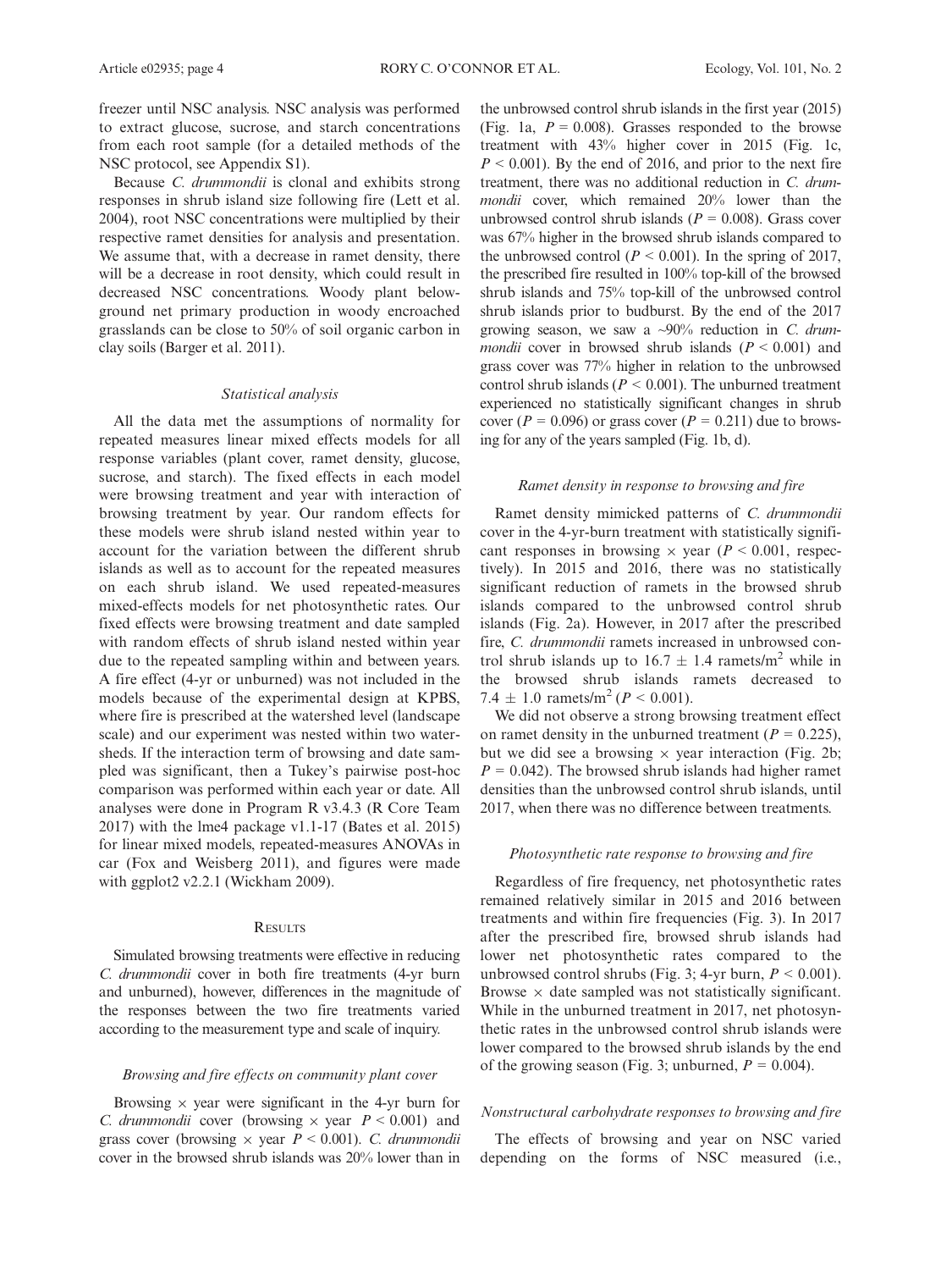freezer until NSC analysis. NSC analysis was performed to extract glucose, sucrose, and starch concentrations from each root sample (for a detailed methods of the NSC protocol, see Appendix S1).

Because *C. drummondii* is clonal and exhibits strong responses in shrub island size following fire (Lett et al. 2004), root NSC concentrations were multiplied by their respective ramet densities for analysis and presentation. We assume that, with a decrease in ramet density, there will be a decrease in root density, which could result in decreased NSC concentrations. Woody plant belowground net primary production in woody encroached grasslands can be close to 50% of soil organic carbon in clay soils (Barger et al. 2011).

### *Statistical analysis*

All the data met the assumptions of normality for repeated measures linear mixed effects models for all response variables (plant cover, ramet density, glucose, sucrose, and starch). The fixed effects in each model were browsing treatment and year with interaction of browsing treatment by year. Our random effects for these models were shrub island nested within year to account for the variation between the different shrub islands as well as to account for the repeated measures on each shrub island. We used repeated-measures mixed-effects models for net photosynthetic rates. Our fixed effects were browsing treatment and date sampled with random effects of shrub island nested within year due to the repeated sampling within and between years. A fire effect (4-yr or unburned) was not included in the models because of the experimental design at KPBS, where fire is prescribed at the watershed level (landscape scale) and our experiment was nested within two watersheds. If the interaction term of browsing and date sampled was significant, then a Tukey's pairwise post-hoc comparison was performed within each year or date. All analyses were done in Program R v3.4.3 (R Core Team 2017) with the lme4 package v1.1-17 (Bates et al. 2015) for linear mixed models, repeated-measures ANOVAs in car (Fox and Weisberg 2011), and figures were made with ggplot2 v2.2.1 (Wickham 2009).

## RESULTS

Simulated browsing treatments were effective in reducing *C. drummondii* cover in both fire treatments (4-yr burn and unburned), however, differences in the magnitude of the responses between the two fire treatments varied according to the measurement type and scale of inquiry.

### *Browsing and fire effects on community plant cover*

Browsing × year were significant in the 4-yr burn for *C. drummondii* cover (browsing × year $P < 0.001$) and grass cover (browsing × year $P < 0.001$). *C. drummondii* cover in the browsed shrub islands was 20% lower than in the unbrowsed control shrub islands in the first year (2015) (Fig. 1a, $P = 0.008$). Grasses responded to the browse treatment with 43% higher cover in 2015 (Fig. 1c, $P < 0.001$). By the end of 2016, and prior to the next fire treatment, there was no additional reduction in *C. drummondii* cover, which remained 20% lower than the unbrowsed control shrub islands ($P = 0.008$). Grass cover was 67% higher in the browsed shrub islands compared to the unbrowsed control ($P < 0.001$). In the spring of 2017, the prescribed fire resulted in 100% top-kill of the browsed shrub islands and 75% top-kill of the unbrowsed control shrub islands prior to budburst. By the end of the 2017 growing season, we saw a ~90% reduction in *C. drummondii* cover in browsed shrub islands ($P < 0.001$) and grass cover was 77% higher in relation to the unbrowsed control shrub islands ($P < 0.001$). The unburned treatment experienced no statistically significant changes in shrub cover ($P = 0.096$) or grass cover ($P = 0.211$) due to browsing for any of the years sampled (Fig. 1b, d).

### *Ramet density in response to browsing and fire*

Ramet density mimicked patterns of *C. drummondii* cover in the 4-yr-burn treatment with statistically significant responses in browsing × year ($P < 0.001$, respectively). In 2015 and 2016, there was no statistically significant reduction of ramets in the browsed shrub islands compared to the unbrowsed control shrub islands (Fig. 2a). However, in 2017 after the prescribed fire, *C. drummondii* ramets increased in unbrowsed control shrub islands up to $16.7 \pm 1.4$ ramets/m$^2$ while in the browsed shrub islands ramets decreased to $7.4 \pm 1.0$ ramets/m$^2$ ($P < 0.001$).

We did not observe a strong browsing treatment effect on ramet density in the unburned treatment ($P = 0.225$), but we did see a browsing × year interaction (Fig. 2b; $P = 0.042$). The browsed shrub islands had higher ramet densities than the unbrowsed control shrub islands, until 2017, when there was no difference between treatments.

### *Photosynthetic rate response to browsing and fire*

Regardless of fire frequency, net photosynthetic rates remained relatively similar in 2015 and 2016 between treatments and within fire frequencies (Fig. 3). In 2017 after the prescribed fire, browsed shrub islands had lower net photosynthetic rates compared to the unbrowsed control shrubs (Fig. 3; 4-yr burn, $P < 0.001$). Browse × date sampled was not statistically significant. While in the unburned treatment in 2017, net photosynthetic rates in the unbrowsed control shrub islands were lower compared to the browsed shrub islands by the end of the growing season (Fig. 3; unburned, $P = 0.004$).

### *Nonstructural carbohydrate responses to browsing and fire*

The effects of browsing and year on NSC varied depending on the forms of NSC measured (i.e.,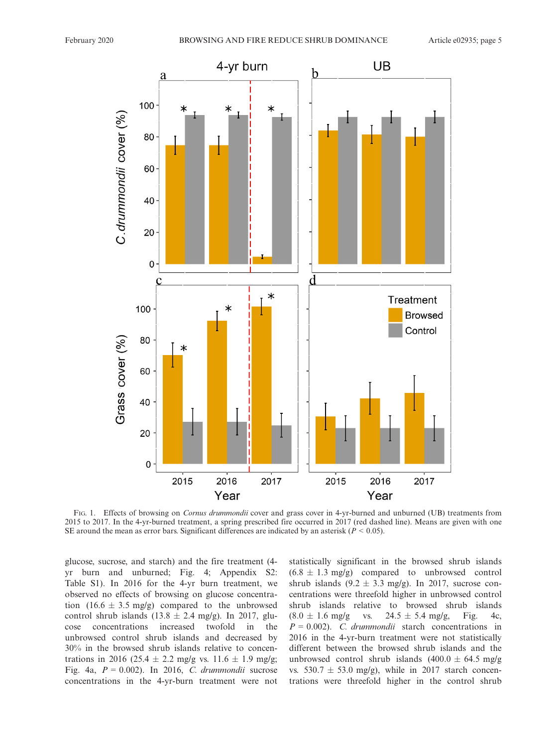Fig. 1. Effects of browsing on *Cornus drummondii* cover and grass cover in 4-yr-burned and unburned (UB) treatments from 2015 to 2017. In the 4-yr-burned treatment, a spring prescribed fire occurred in 2017 (red dashed line). Means are given with one SE around the mean as error bars. Significant differences are indicated by an asterisk ($P < 0.05$).

glucose, sucrose, and starch) and the fire treatment (4-yr burn and unburned; Fig. 4; Appendix S2: Table S1). In 2016 for the 4-yr burn treatment, we observed no effects of browsing on glucose concentration (16.6 ± 3.5 mg/g) compared to the unbrowsed control shrub islands (13.8 ± 2.4 mg/g). In 2017, glucose concentrations increased twofold in the unbrowsed control shrub islands and decreased by 30% in the browsed shrub islands relative to concentrations in 2016 (25.4 ± 2.2 mg/g vs. 11.6 ± 1.9 mg/g; Fig. 4a, $P = 0.002$). In 2016, *C. drummondii* sucrose concentrations in the 4-yr-burn treatment were not statistically significant in the browsed shrub islands (6.8 ± 1.3 mg/g) compared to unbrowsed control shrub islands (9.2 ± 3.3 mg/g). In 2017, sucrose concentrations were threefold higher in unbrowsed control shrub islands relative to browsed shrub islands (8.0 ± 1.6 mg/g vs. 24.5 ± 5.4 mg/g, Fig. 4c, $P = 0.002$). *C. drummondii* starch concentrations in 2016 in the 4-yr-burn treatment were not statistically different between the browsed shrub islands and the unbrowsed control shrub islands (400.0 ± 64.5 mg/g vs. 530.7 ± 53.0 mg/g), while in 2017 starch concentrations were threefold higher in the control shrub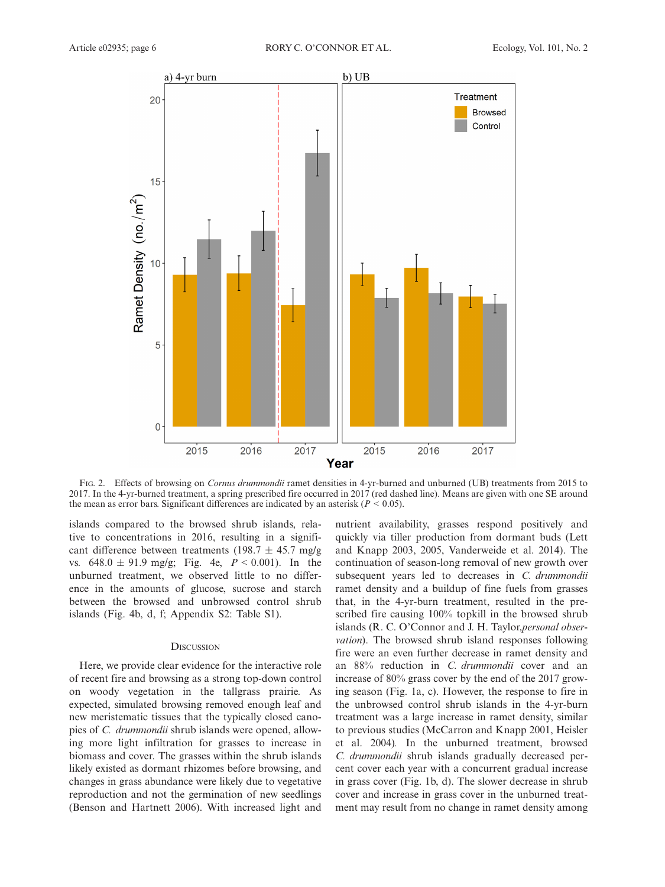Fig. 2. Effects of browsing on *Cornus drummondii* ramet densities in 4-yr-burned and unburned (UB) treatments from 2015 to 2017. In the 4-yr-burned treatment, a spring prescribed fire occurred in 2017 (red dashed line). Means are given with one SE around the mean as error bars. Significant differences are indicated by an asterisk ($P < 0.05$).

islands compared to the browsed shrub islands, relative to concentrations in 2016, resulting in a significant difference between treatments (198.7 ± 45.7 mg/g vs. 648.0 ± 91.9 mg/g; Fig. 4e, $P < 0.001$). In the unburned treatment, we observed little to no difference in the amounts of glucose, sucrose and starch between the browsed and unbrowsed control shrub islands (Fig. 4b, d, f; Appendix S2: Table S1).

## Discussion

Here, we provide clear evidence for the interactive role of recent fire and browsing as a strong top-down control on woody vegetation in the tallgrass prairie. As expected, simulated browsing removed enough leaf and new meristematic tissues that the typically closed canopies of *C. drummondii* shrub islands were opened, allowing more light infiltration for grasses to increase in biomass and cover. The grasses within the shrub islands likely existed as dormant rhizomes before browsing, and changes in grass abundance were likely due to vegetative reproduction and not the germination of new seedlings (Benson and Hartnett 2006). With increased light and nutrient availability, grasses respond positively and quickly via tiller production from dormant buds (Lett and Knapp 2003, 2005, Vanderweide et al. 2014). The continuation of season-long removal of new growth over subsequent years led to decreases in *C. drummondii* ramet density and a buildup of fine fuels from grasses that, in the 4-yr-burn treatment, resulted in the prescribed fire causing 100% topkill in the browsed shrub islands (R. C. O'Connor and J. H. Taylor, *personal observation*). The browsed shrub island responses following fire were an even further decrease in ramet density and an 88% reduction in *C. drummondii* cover and an increase of 80% grass cover by the end of the 2017 growing season (Fig. 1a, c). However, the response to fire in the unbrowsed control shrub islands in the 4-yr-burn treatment was a large increase in ramet density, similar to previous studies (McCarron and Knapp 2001, Heisler et al. 2004). In the unburned treatment, browsed *C. drummondii* shrub islands gradually decreased percent cover each year with a concurrent gradual increase in grass cover (Fig. 1b, d). The slower decrease in shrub cover and increase in grass cover in the unburned treatment may result from no change in ramet density among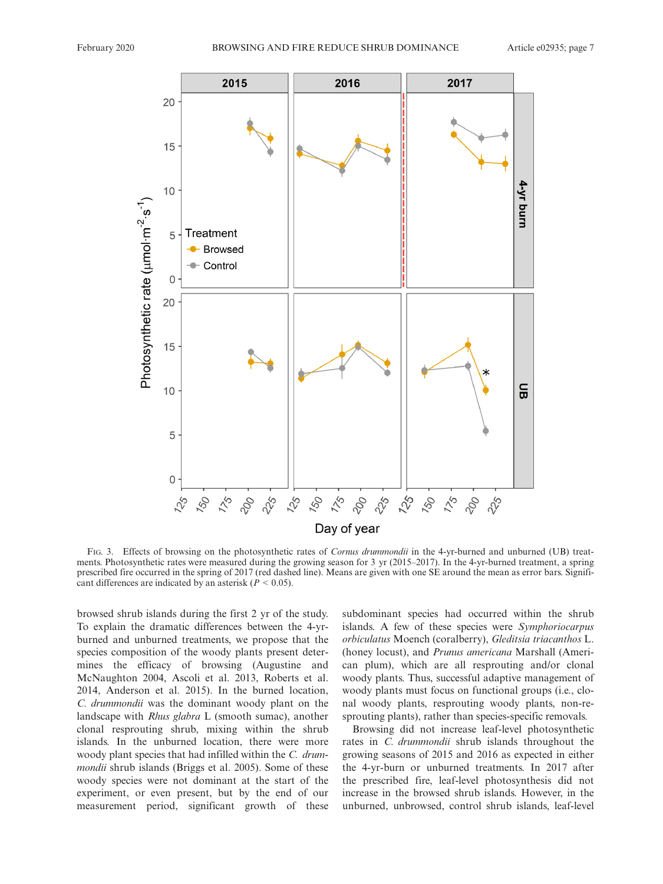Fig. 3. Effects of browsing on the photosynthetic rates of *Cornus drummondii* in the 4-yr-burned and unburned (UB) treatments. Photosynthetic rates were measured during the growing season for 3 yr (2015–2017). In the 4-yr-burned treatment, a spring prescribed fire occurred in the spring of 2017 (red dashed line). Means are given with one SE around the mean as error bars. Significant differences are indicated by an asterisk ($P < 0.05$).

browsed shrub islands during the first 2 yr of the study. To explain the dramatic differences between the 4-yr-burned and unburned treatments, we propose that the species composition of the woody plants present determines the efficacy of browsing (Augustine and McNaughton 2004, Ascoli et al. 2013, Roberts et al. 2014, Anderson et al. 2015). In the burned location, *C. drummondii* was the dominant woody plant on the landscape with *Rhus glabra* L (smooth sumac), another clonal resprouting shrub, mixing within the shrub islands. In the unburned location, there were more woody plant species that had infilled within the *C. drummondii* shrub islands (Briggs et al. 2005). Some of these woody species were not dominant at the start of the experiment, or even present, but by the end of our measurement period, significant growth of these subdominant species had occurred within the shrub islands. A few of these species were *Symphoriocarpus orbiculatus* Moench (coralberry), *Gleditsia triacanthos* L. (honey locust), and *Prunus americana* Marshall (American plum), which are all resprouting and/or clonal woody plants. Thus, successful adaptive management of woody plants must focus on functional groups (i.e., clonal woody plants, resprouting woody plants, non-resprouting plants), rather than species-specific removals.

Browsing did not increase leaf-level photosynthetic rates in *C. drummondii* shrub islands throughout the growing seasons of 2015 and 2016 as expected in either the 4-yr-burn or unburned treatments. In 2017 after the prescribed fire, leaf-level photosynthesis did not increase in the browsed shrub islands. However, in the unburned, unbrowsed, control shrub islands, leaf-level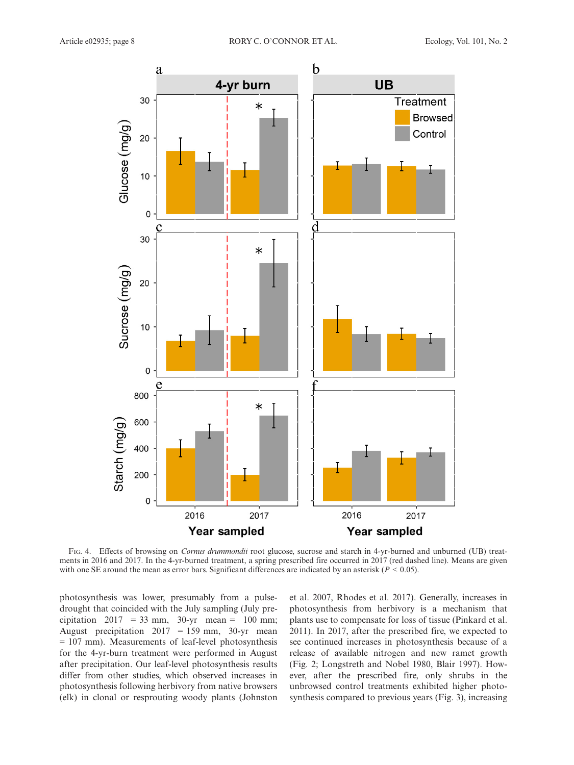Fig. 4. Effects of browsing on *Cornus drummondii* root glucose, sucrose and starch in 4-yr-burned and unburned (UB) treatments in 2016 and 2017. In the 4-yr-burned treatment, a spring prescribed fire occurred in 2017 (red dashed line). Means are given with one SE around the mean as error bars. Significant differences are indicated by an asterisk ($P < 0.05$).

photosynthesis was lower, presumably from a pulse-drought that coincided with the July sampling (July precipitation 2017 = 33 mm, 30-yr mean = 100 mm; August precipitation 2017 = 159 mm, 30-yr mean = 107 mm). Measurements of leaf-level photosynthesis for the 4-yr-burn treatment were performed in August after precipitation. Our leaf-level photosynthesis results differ from other studies, which observed increases in photosynthesis following herbivory from native browsers (elk) in clonal or resprouting woody plants (Johnston et al. 2007, Rhodes et al. 2017). Generally, increases in photosynthesis from herbivory is a mechanism that plants use to compensate for loss of tissue (Pinkard et al. 2011). In 2017, after the prescribed fire, we expected to see continued increases in photosynthesis because of a release of available nitrogen and new ramet growth (Fig. 2; Longstreth and Nobel 1980, Blair 1997). However, after the prescribed fire, only shrubs in the unbrowsed control treatments exhibited higher photosynthesis compared to previous years (Fig. 3), increasing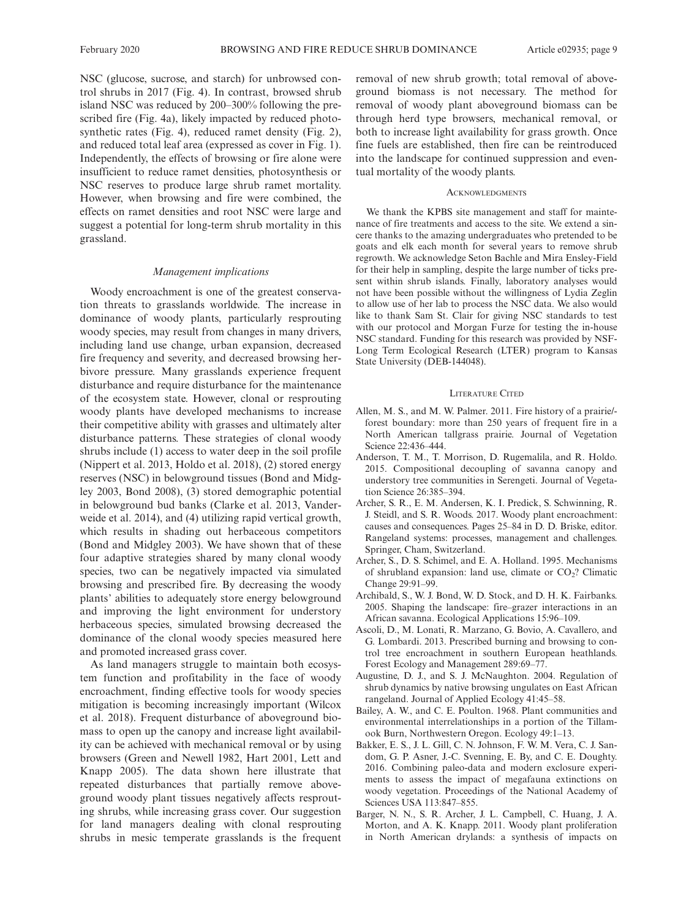NSC (glucose, sucrose, and starch) for unbrowsed control shrubs in 2017 (Fig. 4). In contrast, browsed shrub island NSC was reduced by 200–300% following the prescribed fire (Fig. 4a), likely impacted by reduced photosynthetic rates (Fig. 4), reduced ramet density (Fig. 2), and reduced total leaf area (expressed as cover in Fig. 1). Independently, the effects of browsing or fire alone were insufficient to reduce ramet densities, photosynthesis or NSC reserves to produce large shrub ramet mortality. However, when browsing and fire were combined, the effects on ramet densities and root NSC were large and suggest a potential for long-term shrub mortality in this grassland.

### *Management implications*

Woody encroachment is one of the greatest conservation threats to grasslands worldwide. The increase in dominance of woody plants, particularly resprouting woody species, may result from changes in many drivers, including land use change, urban expansion, decreased fire frequency and severity, and decreased browsing herbivore pressure. Many grasslands experience frequent disturbance and require disturbance for the maintenance of the ecosystem state. However, clonal or resprouting woody plants have developed mechanisms to increase their competitive ability with grasses and ultimately alter disturbance patterns. These strategies of clonal woody shrubs include (1) access to water deep in the soil profile (Nippert et al. 2013, Holdo et al. 2018), (2) stored energy reserves (NSC) in belowground tissues (Bond and Midgley 2003, Bond 2008), (3) stored demographic potential in belowground bud banks (Clarke et al. 2013, Vanderweide et al. 2014), and (4) utilizing rapid vertical growth, which results in shading out herbaceous competitors (Bond and Midgley 2003). We have shown that of these four adaptive strategies shared by many clonal woody species, two can be negatively impacted via simulated browsing and prescribed fire. By decreasing the woody plants' abilities to adequately store energy belowground and improving the light environment for understory herbaceous species, simulated browsing decreased the dominance of the clonal woody species measured here and promoted increased grass cover.

As land managers struggle to maintain both ecosystem function and profitability in the face of woody encroachment, finding effective tools for woody species mitigation is becoming increasingly important (Wilcox et al. 2018). Frequent disturbance of aboveground biomass to open up the canopy and increase light availability can be achieved with mechanical removal or by using browsers (Green and Newell 1982, Hart 2001, Lett and Knapp 2005). The data shown here illustrate that repeated disturbances that partially remove aboveground woody plant tissues negatively affects resprouting shrubs, while increasing grass cover. Our suggestion for land managers dealing with clonal resprouting shrubs in mesic temperate grasslands is the frequent removal of new shrub growth; total removal of aboveground biomass is not necessary. The method for removal of woody plant aboveground biomass can be through herd type browsers, mechanical removal, or both to increase light availability for grass growth. Once fine fuels are established, then fire can be reintroduced into the landscape for continued suppression and eventual mortality of the woody plants.

## Acknowledgments

We thank the KPBS site management and staff for maintenance of fire treatments and access to the site. We extend a sincere thanks to the amazing undergraduates who pretended to be goats and elk each month for several years to remove shrub regrowth. We acknowledge Seton Bachle and Mira Ensley-Field for their help in sampling, despite the large number of ticks present within shrub islands. Finally, laboratory analyses would not have been possible without the willingness of Lydia Zeglin to allow use of her lab to process the NSC data. We also would like to thank Sam St. Clair for giving NSC standards to test with our protocol and Morgan Furze for testing the in-house NSC standard. Funding for this research was provided by NSF-Long Term Ecological Research (LTER) program to Kansas State University (DEB-144048).

## Literature Cited

- Allen, M. S., and M. W. Palmer. 2011. Fire history of a prairie/-forest boundary: more than 250 years of frequent fire in a North American tallgrass prairie. Journal of Vegetation Science 22:436–444.
- Anderson, T. M., T. Morrison, D. Rugemalila, and R. Holdo. 2015. Compositional decoupling of savanna canopy and understory tree communities in Serengeti. Journal of Vegetation Science 26:385–394.
- Archer, S. R., E. M. Andersen, K. I. Predick, S. Schwinning, R. J. Steidl, and S. R. Woods. 2017. Woody plant encroachment: causes and consequences. Pages 25–84 in D. D. Briske, editor. Rangeland systems: processes, management and challenges. Springer, Cham, Switzerland.
- Archer, S., D. S. Schimel, and E. A. Holland. 1995. Mechanisms of shrubland expansion: land use, climate or $CO_2$? Climatic Change 29:91–99.
- Archibald, S., W. J. Bond, W. D. Stock, and D. H. K. Fairbanks. 2005. Shaping the landscape: fire–grazer interactions in an African savanna. Ecological Applications 15:96–109.
- Ascoli, D., M. Lonati, R. Marzano, G. Bovio, A. Cavallero, and G. Lombardi. 2013. Prescribed burning and browsing to control tree encroachment in southern European heathlands. Forest Ecology and Management 289:69–77.
- Augustine, D. J., and S. J. McNaughton. 2004. Regulation of shrub dynamics by native browsing ungulates on East African rangeland. Journal of Applied Ecology 41:45–58.
- Bailey, A. W., and C. E. Poulton. 1968. Plant communities and environmental interrelationships in a portion of the Tillamook Burn, Northwestern Oregon. Ecology 49:1–13.
- Bakker, E. S., J. L. Gill, C. N. Johnson, F. W. M. Vera, C. J. Sandom, G. P. Asner, J.-C. Svenning, E. By, and C. E. Doughty. 2016. Combining paleo-data and modern exclosure experiments to assess the impact of megafauna extinctions on woody vegetation. Proceedings of the National Academy of Sciences USA 113:847–855.
- Barger, N. N., S. R. Archer, J. L. Campbell, C. Huang, J. A. Morton, and A. K. Knapp. 2011. Woody plant proliferation in North American drylands: a synthesis of impacts on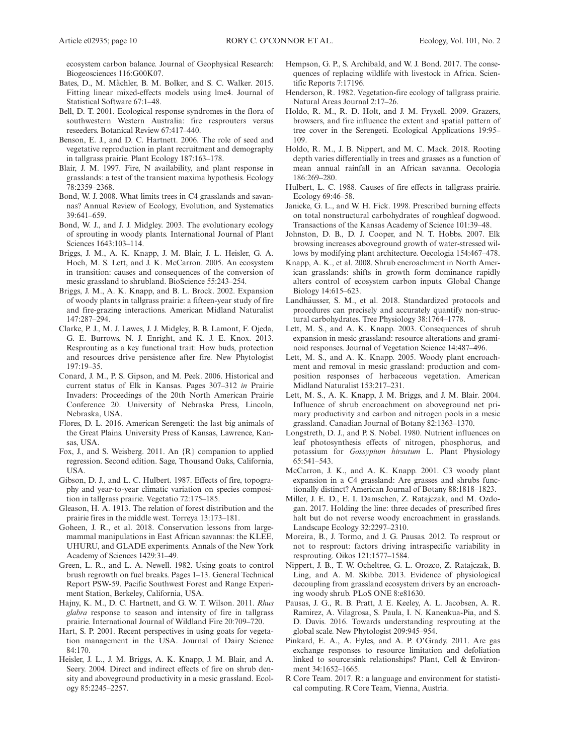ecosystem carbon balance. Journal of Geophysical Research: Biogeosciences 116:G00K07.

Bates, D., M. Mächler, B. M. Bolker, and S. C. Walker. 2015. Fitting linear mixed-effects models using lme4. Journal of Statistical Software 67:1–48.

Bell, D. T. 2001. Ecological response syndromes in the flora of southwestern Western Australia: fire resprouters versus reseeders. Botanical Review 67:417–440.

Benson, E. J., and D. C. Hartnett. 2006. The role of seed and vegetative reproduction in plant recruitment and demography in tallgrass prairie. Plant Ecology 187:163–178.

Blair, J. M. 1997. Fire, N availability, and plant response in grasslands: a test of the transient maxima hypothesis. Ecology 78:2359–2368.

Bond, W. J. 2008. What limits trees in C4 grasslands and savannas? Annual Review of Ecology, Evolution, and Systematics 39:641–659.

Bond, W. J., and J. J. Midgley. 2003. The evolutionary ecology of sprouting in woody plants. International Journal of Plant Sciences 1643:103–114.

Briggs, J. M., A. K. Knapp, J. M. Blair, J. L. Heisler, G. A. Hoch, M. S. Lett, and J. K. McCarron. 2005. An ecosystem in transition: causes and consequences of the conversion of mesic grassland to shrubland. BioScience 55:243–254.

Briggs, J. M., A. K. Knapp, and B. L. Brock. 2002. Expansion of woody plants in tallgrass prairie: a fifteen-year study of fire and fire-grazing interactions. American Midland Naturalist 147:287–294.

Clarke, P. J., M. J. Lawes, J. J. Midgley, B. B. Lamont, F. Ojeda, G. E. Burrows, N. J. Enright, and K. J. E. Knox. 2013. Resprouting as a key functional trait: How buds, protection and resources drive persistence after fire. New Phytologist 197:19–35.

Conard, J. M., P. S. Gipson, and M. Peek. 2006. Historical and current status of Elk in Kansas. Pages 307–312 *in* Prairie Invaders: Proceedings of the 20th North American Prairie Conference 20. University of Nebraska Press, Lincoln, Nebraska, USA.

Flores, D. L. 2016. American Serengeti: the last big animals of the Great Plains. University Press of Kansas, Lawrence, Kansas, USA.

Fox, J., and S. Weisberg. 2011. An {R} companion to applied regression. Second edition. Sage, Thousand Oaks, California, USA.

Gibson, D. J., and L. C. Hulbert. 1987. Effects of fire, topography and year-to-year climatic variation on species composition in tallgrass prairie. Vegetatio 72:175–185.

Gleason, H. A. 1913. The relation of forest distribution and the prairie fires in the middle west. Torreya 13:173–181.

Goheen, J. R., et al. 2018. Conservation lessons from large-mammal manipulations in East African savannas: the KLEE, UHURU, and GLADE experiments. Annals of the New York Academy of Sciences 1429:31–49.

Green, L. R., and L. A. Newell. 1982. Using goats to control brush regrowth on fuel breaks. Pages 1–13. General Technical Report PSW-59. Pacific Southwest Forest and Range Experiment Station, Berkeley, California, USA.

Hajny, K. M., D. C. Hartnett, and G. W. T. Wilson. 2011. *Rhus glabra* response to season and intensity of fire in tallgrass prairie. International Journal of Wildland Fire 20:709–720.

Hart, S. P. 2001. Recent perspectives in using goats for vegetation management in the USA. Journal of Dairy Science 84:170.

Heisler, J. L., J. M. Briggs, A. K. Knapp, J. M. Blair, and A. Seery. 2004. Direct and indirect effects of fire on shrub density and aboveground productivity in a mesic grassland. Ecology 85:2245–2257.

Hempson, G. P., S. Archibald, and W. J. Bond. 2017. The consequences of replacing wildlife with livestock in Africa. Scientific Reports 7:17196.

Henderson, R. 1982. Vegetation-fire ecology of tallgrass prairie. Natural Areas Journal 2:17–26.

Holdo, R. M., R. D. Holt, and J. M. Fryxell. 2009. Grazers, browsers, and fire influence the extent and spatial pattern of tree cover in the Serengeti. Ecological Applications 19:95–109.

Holdo, R. M., J. B. Nippert, and M. C. Mack. 2018. Rooting depth varies differentially in trees and grasses as a function of mean annual rainfall in an African savanna. Oecologia 186:269–280.

Hulbert, L. C. 1988. Causes of fire effects in tallgrass prairie. Ecology 69:46–58.

Janicke, G. L., and W. H. Fick. 1998. Prescribed burning effects on total nonstructural carbohydrates of roughleaf dogwood. Transactions of the Kansas Academy of Science 101:39–48.

Johnston, D. B., D. J. Cooper, and N. T. Hobbs. 2007. Elk browsing increases aboveground growth of water-stressed willows by modifying plant architecture. Oecologia 154:467–478.

Knapp, A. K., et al. 2008. Shrub encroachment in North American grasslands: shifts in growth form dominance rapidly alters control of ecosystem carbon inputs. Global Change Biology 14:615–623.

Landhäusser, S. M., et al. 2018. Standardized protocols and procedures can precisely and accurately quantify non-structural carbohydrates. Tree Physiology 38:1764–1778.

Lett, M. S., and A. K. Knapp. 2003. Consequences of shrub expansion in mesic grassland: resource alterations and graminoid responses. Journal of Vegetation Science 14:487–496.

Lett, M. S., and A. K. Knapp. 2005. Woody plant encroachment and removal in mesic grassland: production and composition responses of herbaceous vegetation. American Midland Naturalist 153:217–231.

Lett, M. S., A. K. Knapp, J. M. Briggs, and J. M. Blair. 2004. Influence of shrub encroachment on aboveground net primary productivity and carbon and nitrogen pools in a mesic grassland. Canadian Journal of Botany 82:1363–1370.

Longstreth, D. J., and P. S. Nobel. 1980. Nutrient influences on leaf photosynthesis effects of nitrogen, phosphorus, and potassium for *Gossypium hirsutum* L. Plant Physiology 65:541–543.

McCarron, J. K., and A. K. Knapp. 2001. C3 woody plant expansion in a C4 grassland: Are grasses and shrubs functionally distinct? American Journal of Botany 88:1818–1823.

Miller, J. E. D., E. I. Damschen, Z. Ratajczak, and M. Ozdogan. 2017. Holding the line: three decades of prescribed fires halt but do not reverse woody encroachment in grasslands. Landscape Ecology 32:2297–2310.

Moreira, B., J. Tormo, and J. G. Pausas. 2012. To resprout or not to resprout: factors driving intraspecific variability in resprouting. Oikos 121:1577–1584.

Nippert, J. B., T. W. Ocheltree, G. L. Orozco, Z. Ratajczak, B. Ling, and A. M. Skibbe. 2013. Evidence of physiological decoupling from grassland ecosystem drivers by an encroaching woody shrub. PLoS ONE 8:e81630.

Pausas, J. G., R. B. Pratt, J. E. Keeley, A. L. Jacobsen, A. R. Ramirez, A. Vilagrosa, S. Paula, I. N. Kaneakua-Pia, and S. D. Davis. 2016. Towards understanding resprouting at the global scale. New Phytologist 209:945–954.

Pinkard, E. A., A. Eyles, and A. P. O'Grady. 2011. Are gas exchange responses to resource limitation and defoliation linked to source:sink relationships? Plant, Cell & Environment 34:1652–1665.

R Core Team. 2017. R: a language and environment for statistical computing. R Core Team, Vienna, Austria.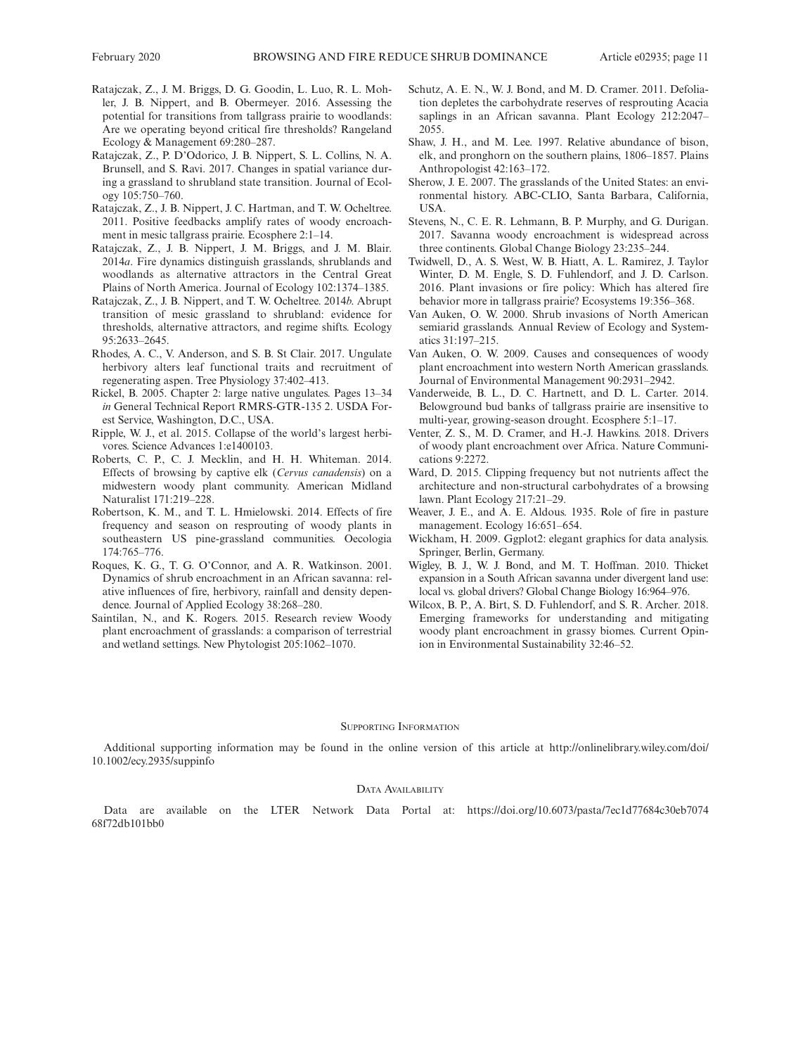Ratajczak, Z., J. M. Briggs, D. G. Goodin, L. Luo, R. L. Mohler, J. B. Nippert, and B. Obermeyer. 2016. Assessing the potential for transitions from tallgrass prairie to woodlands: Are we operating beyond critical fire thresholds? Rangeland Ecology & Management 69:280–287.

Ratajczak, Z., P. D'Odorico, J. B. Nippert, S. L. Collins, N. A. Brunsell, and S. Ravi. 2017. Changes in spatial variance during a grassland to shrubland state transition. Journal of Ecology 105:750–760.

Ratajczak, Z., J. B. Nippert, J. C. Hartman, and T. W. Ocheltree. 2011. Positive feedbacks amplify rates of woody encroachment in mesic tallgrass prairie. Ecosphere 2:1–14.

Ratajczak, Z., J. B. Nippert, J. M. Briggs, and J. M. Blair. 2014*a*. Fire dynamics distinguish grasslands, shrublands and woodlands as alternative attractors in the Central Great Plains of North America. Journal of Ecology 102:1374–1385.

Ratajczak, Z., J. B. Nippert, and T. W. Ocheltree. 2014*b*. Abrupt transition of mesic grassland to shrubland: evidence for thresholds, alternative attractors, and regime shifts. Ecology 95:2633–2645.

Rhodes, A. C., V. Anderson, and S. B. St Clair. 2017. Ungulate herbivory alters leaf functional traits and recruitment of regenerating aspen. Tree Physiology 37:402–413.

Rickel, B. 2005. Chapter 2: large native ungulates. Pages 13–34 *in* General Technical Report RMRS-GTR-135 2. USDA Forest Service, Washington, D.C., USA.

Ripple, W. J., et al. 2015. Collapse of the world's largest herbivores. Science Advances 1:e1400103.

Roberts, C. P., C. J. Mecklin, and H. H. Whiteman. 2014. Effects of browsing by captive elk (*Cervus canadensis*) on a midwestern woody plant community. American Midland Naturalist 171:219–228.

Robertson, K. M., and T. L. Hmielowski. 2014. Effects of fire frequency and season on resprouting of woody plants in southeastern US pine-grassland communities. Oecologia 174:765–776.

Roques, K. G., T. G. O'Connor, and A. R. Watkinson. 2001. Dynamics of shrub encroachment in an African savanna: relative influences of fire, herbivory, rainfall and density dependence. Journal of Applied Ecology 38:268–280.

Saintilan, N., and K. Rogers. 2015. Research review Woody plant encroachment of grasslands: a comparison of terrestrial and wetland settings. New Phytologist 205:1062–1070.

Schutz, A. E. N., W. J. Bond, and M. D. Cramer. 2011. Defoliation depletes the carbohydrate reserves of resprouting Acacia saplings in an African savanna. Plant Ecology 212:2047–2055.

Shaw, J. H., and M. Lee. 1997. Relative abundance of bison, elk, and pronghorn on the southern plains, 1806–1857. Plains Anthropologist 42:163–172.

Sherow, J. E. 2007. The grasslands of the United States: an environmental history. ABC-CLIO, Santa Barbara, California, USA.

Stevens, N., C. E. R. Lehmann, B. P. Murphy, and G. Durigan. 2017. Savanna woody encroachment is widespread across three continents. Global Change Biology 23:235–244.

Twidwell, D., A. S. West, W. B. Hiatt, A. L. Ramirez, J. Taylor Winter, D. M. Engle, S. D. Fuhlendorf, and J. D. Carlson. 2016. Plant invasions or fire policy: Which has altered fire behavior more in tallgrass prairie? Ecosystems 19:356–368.

Van Auken, O. W. 2000. Shrub invasions of North American semiarid grasslands. Annual Review of Ecology and Systematics 31:197–215.

Van Auken, O. W. 2009. Causes and consequences of woody plant encroachment into western North American grasslands. Journal of Environmental Management 90:2931–2942.

Vanderweide, B. L., D. C. Hartnett, and D. L. Carter. 2014. Belowground bud banks of tallgrass prairie are insensitive to multi-year, growing-season drought. Ecosphere 5:1–17.

Venter, Z. S., M. D. Cramer, and H.-J. Hawkins. 2018. Drivers of woody plant encroachment over Africa. Nature Communications 9:2272.

Ward, D. 2015. Clipping frequency but not nutrients affect the architecture and non-structural carbohydrates of a browsing lawn. Plant Ecology 217:21–29.

Weaver, J. E., and A. E. Aldous. 1935. Role of fire in pasture management. Ecology 16:651–654.

Wickham, H. 2009. Ggplot2: elegant graphics for data analysis. Springer, Berlin, Germany.

Wigley, B. J., W. J. Bond, and M. T. Hoffman. 2010. Thicket expansion in a South African savanna under divergent land use: local vs. global drivers? Global Change Biology 16:964–976.

Wilcox, B. P., A. Birt, S. D. Fuhlendorf, and S. R. Archer. 2018. Emerging frameworks for understanding and mitigating woody plant encroachment in grassy biomes. Current Opinion in Environmental Sustainability 32:46–52.

## Supporting Information

Additional supporting information may be found in the online version of this article at http://onlinelibrary.wiley.com/doi/10.1002/ecy.2935/suppinfo

## Data Availability

Data are available on the LTER Network Data Portal at: https://doi.org/10.6073/pasta/7ec1d77684c30eb707468f72db101bb0